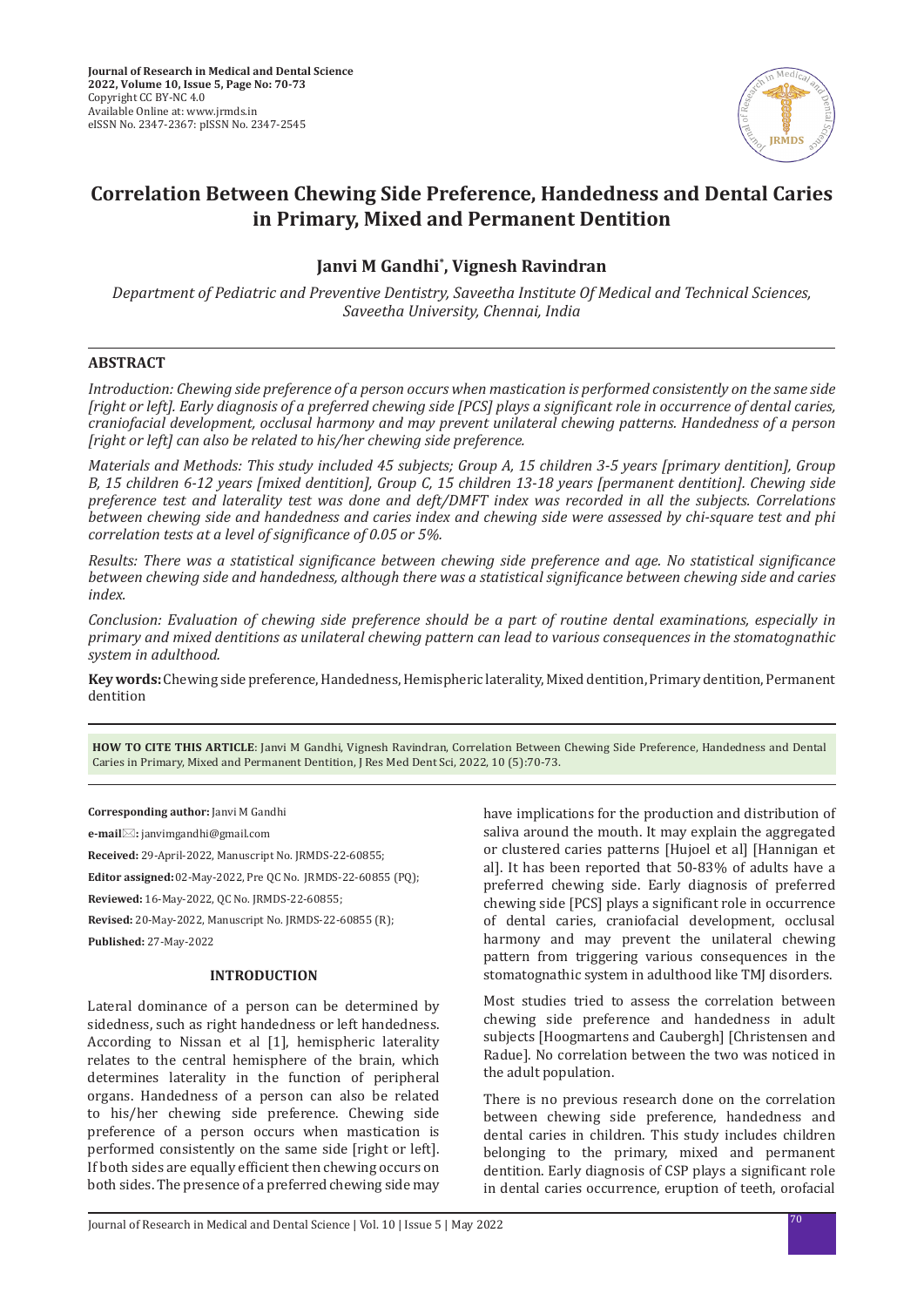# Correlation Between Chewing Side Preference, Handedness and Dental Caries in Primary, Mixed and Permanent Dentition

**Janvi M Gandhi*, Vignesh Ravindran**

*Department of Pediatric and Preventive Dentistry, Saveetha Institute Of Medical and Technical Sciences, Saveetha University, Chennai, India*

## ABSTRACT

*Introduction: Chewing side preference of a person occurs when mastication is performed consistently on the same side [right or left]. Early diagnosis of a preferred chewing side [PCS] plays a significant role in occurrence of dental caries, craniofacial development, occlusal harmony and may prevent unilateral chewing patterns. Handedness of a person [right or left] can also be related to his/her chewing side preference.*

*Materials and Methods: This study included 45 subjects; Group A, 15 children 3-5 years [primary dentition], Group B, 15 children 6-12 years [mixed dentition], Group C, 15 children 13-18 years [permanent dentition]. Chewing side preference test and laterality test was done and deft/DMFT index was recorded in all the subjects. Correlations between chewing side and handedness and caries index and chewing side were assessed by chi-square test and phi correlation tests at a level of significance of 0.05 or 5%.*

*Results: There was a statistical significance between chewing side preference and age. No statistical significance between chewing side and handedness, although there was a statistical significance between chewing side and caries index.*

*Conclusion: Evaluation of chewing side preference should be a part of routine dental examinations, especially in primary and mixed dentitions as unilateral chewing pattern can lead to various consequences in the stomatognathic system in adulthood.*

**Key words:** Chewing side preference, Handedness, Hemispheric laterality, Mixed dentition, Primary dentition, Permanent dentition

**HOW TO CITE THIS ARTICLE**: Janvi M Gandhi, Vignesh Ravindran, Correlation Between Chewing Side Preference, Handedness and Dental Caries in Primary, Mixed and Permanent Dentition, J Res Med Dent Sci, 2022, 10 (5):70-73.

**Corresponding author:** Janvi M Gandhi

**e-mail:** janvimgandhi@gmail.com

**Received:** 29-April-2022, Manuscript No. JRMDS-22-60855;

**Editor assigned:** 02-May-2022, Pre QC No. JRMDS-22-60855 (PQ);

**Reviewed:** 16-May-2022, QC No. JRMDS-22-60855;

**Revised:** 20-May-2022, Manuscript No. JRMDS-22-60855 (R);

**Published:** 27-May-2022

## INTRODUCTION

Lateral dominance of a person can be determined by sidedness, such as right handedness or left handedness. According to Nissan et al [1], hemispheric laterality relates to the central hemisphere of the brain, which determines laterality in the function of peripheral organs. Handedness of a person can also be related to his/her chewing side preference. Chewing side preference of a person occurs when mastication is performed consistently on the same side [right or left]. If both sides are equally efficient then chewing occurs on both sides. The presence of a preferred chewing side may have implications for the production and distribution of saliva around the mouth. It may explain the aggregated or clustered caries patterns [Hujoel et al] [Hannigan et al]. It has been reported that 50-83% of adults have a preferred chewing side. Early diagnosis of preferred chewing side [PCS] plays a significant role in occurrence of dental caries, craniofacial development, occlusal harmony and may prevent the unilateral chewing pattern from triggering various consequences in the stomatognathic system in adulthood like TMJ disorders.

Most studies tried to assess the correlation between chewing side preference and handedness in adult subjects [Hoogmartens and Caubergh] [Christensen and Radue]. No correlation between the two was noticed in the adult population.

There is no previous research done on the correlation between chewing side preference, handedness and dental caries in children. This study includes children belonging to the primary, mixed and permanent dentition. Early diagnosis of CSP plays a significant role in dental caries occurrence, eruption of teeth, orofacial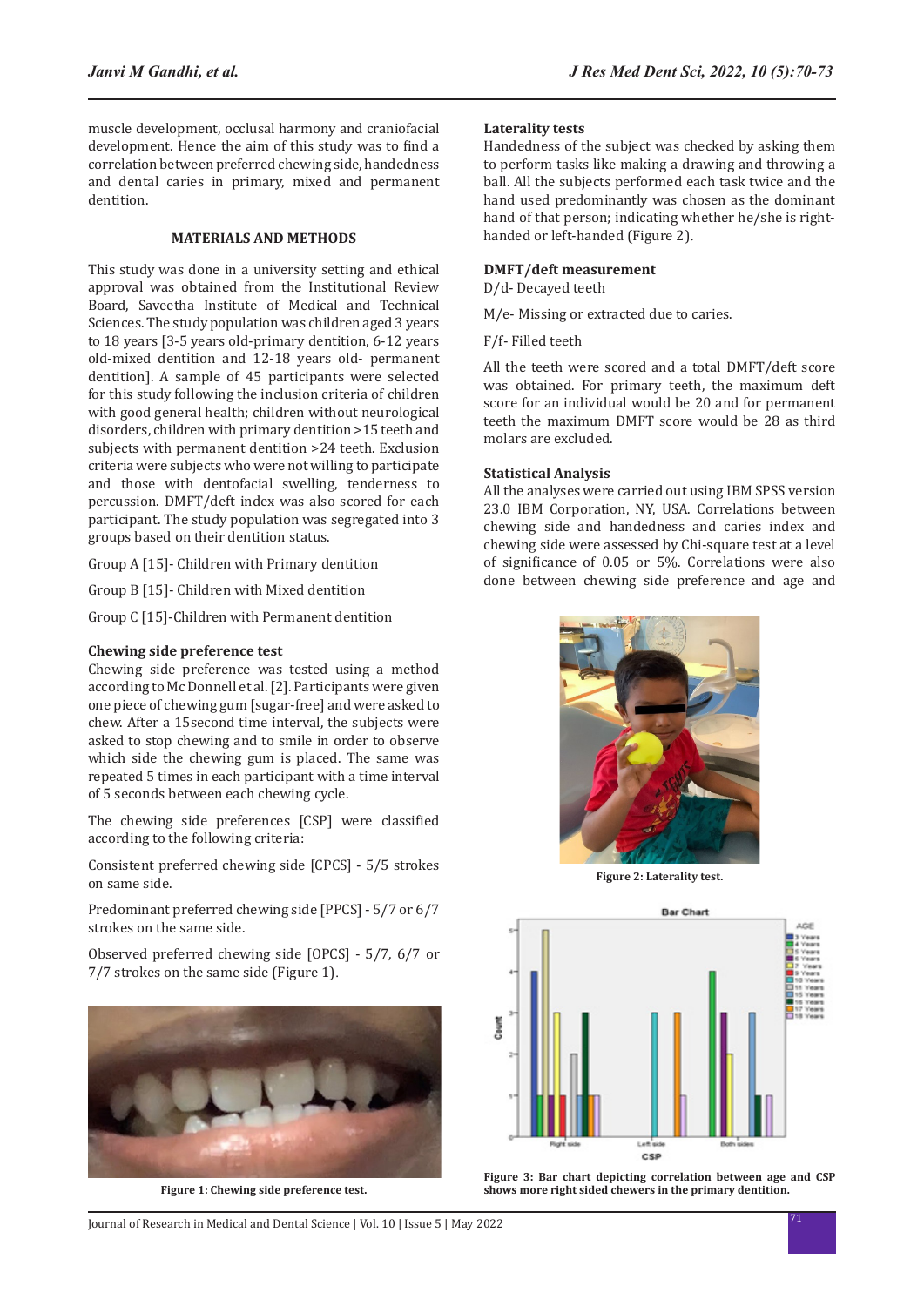muscle development, occlusal harmony and craniofacial development. Hence the aim of this study was to find a correlation between preferred chewing side, handedness and dental caries in primary, mixed and permanent dentition.

## MATERIALS AND METHODS

This study was done in a university setting and ethical approval was obtained from the Institutional Review Board, Saveetha Institute of Medical and Technical Sciences. The study population was children aged 3 years to 18 years [3-5 years old-primary dentition, 6-12 years old-mixed dentition and 12-18 years old- permanent dentition]. A sample of 45 participants were selected for this study following the inclusion criteria of children with good general health; children without neurological disorders, children with primary dentition >15 teeth and subjects with permanent dentition >24 teeth. Exclusion criteria were subjects who were not willing to participate and those with dentofacial swelling, tenderness to percussion. DMFT/deft index was also scored for each participant. The study population was segregated into 3 groups based on their dentition status.

Group A [15]- Children with Primary dentition

Group B [15]- Children with Mixed dentition

Group C [15]-Children with Permanent dentition

### Chewing side preference test

Chewing side preference was tested using a method according to Mc Donnell et al. [2]. Participants were given one piece of chewing gum [sugar-free] and were asked to chew. After a 15second time interval, the subjects were asked to stop chewing and to smile in order to observe which side the chewing gum is placed. The same was repeated 5 times in each participant with a time interval of 5 seconds between each chewing cycle.

The chewing side preferences [CSP] were classified according to the following criteria:

Consistent preferred chewing side [CPCS] - 5/5 strokes on same side.

Predominant preferred chewing side [PPCS] - 5/7 or 6/7 strokes on the same side.

Observed preferred chewing side [OPCS] - 5/7, 6/7 or 7/7 strokes on the same side (Figure 1).

Figure 1: Chewing side preference test.

### Laterality tests

Handedness of the subject was checked by asking them to perform tasks like making a drawing and throwing a ball. All the subjects performed each task twice and the hand used predominantly was chosen as the dominant hand of that person; indicating whether he/she is right-handed or left-handed (Figure 2).

### DMFT/deft measurement

D/d- Decayed teeth

M/e- Missing or extracted due to caries.

F/f- Filled teeth

All the teeth were scored and a total DMFT/deft score was obtained. For primary teeth, the maximum deft score for an individual would be 20 and for permanent teeth the maximum DMFT score would be 28 as third molars are excluded.

### Statistical Analysis

All the analyses were carried out using IBM SPSS version 23.0 IBM Corporation, NY, USA. Correlations between chewing side and handedness and caries index and chewing side were assessed by Chi-square test at a level of significance of 0.05 or 5%. Correlations were also done between chewing side preference and age and

Figure 2: Laterality test.

Figure 3: Bar chart depicting correlation between age and CSP shows more right sided chewers in the primary dentition.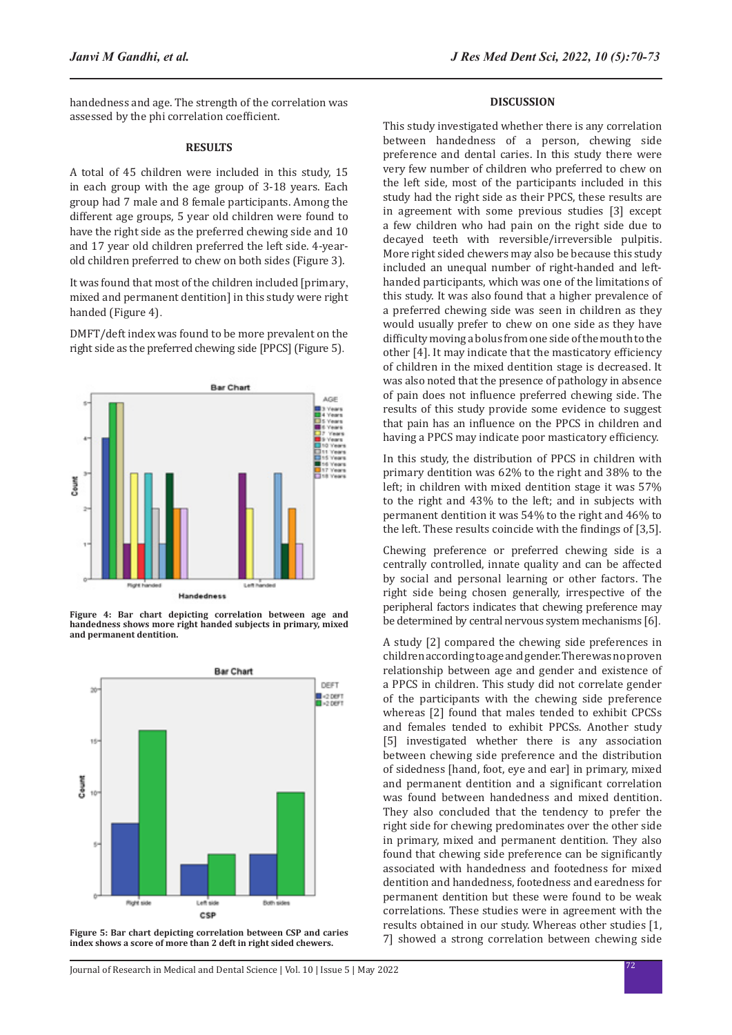handedness and age. The strength of the correlation was assessed by the phi correlation coefficient.

## RESULTS

A total of 45 children were included in this study, 15 in each group with the age group of 3-18 years. Each group had 7 male and 8 female participants. Among the different age groups, 5 year old children were found to have the right side as the preferred chewing side and 10 and 17 year old children preferred the left side. 4-year-old children preferred to chew on both sides (Figure 3).

It was found that most of the children included [primary, mixed and permanent dentition] in this study were right handed (Figure 4).

DMFT/deft index was found to be more prevalent on the right side as the preferred chewing side [PPCS] (Figure 5).

**Figure 4: Bar chart depicting correlation between age and handedness shows more right handed subjects in primary, mixed and permanent dentition.**

**Figure 5: Bar chart depicting correlation between CSP and caries index shows a score of more than 2 deft in right sided chewers.**

## DISCUSSION

This study investigated whether there is any correlation between handedness of a person, chewing side preference and dental caries. In this study there were very few number of children who preferred to chew on the left side, most of the participants included in this study had the right side as their PPCS, these results are in agreement with some previous studies [3] except a few children who had pain on the right side due to decayed teeth with reversible/irreversible pulpitis. More right sided chewers may also be because this study included an unequal number of right-handed and left-handed participants, which was one of the limitations of this study. It was also found that a higher prevalence of a preferred chewing side was seen in children as they would usually prefer to chew on one side as they have difficulty moving a bolus from one side of the mouth to the other [4]. It may indicate that the masticatory efficiency of children in the mixed dentition stage is decreased. It was also noted that the presence of pathology in absence of pain does not influence preferred chewing side. The results of this study provide some evidence to suggest that pain has an influence on the PPCS in children and having a PPCS may indicate poor masticatory efficiency.

In this study, the distribution of PPCS in children with primary dentition was 62% to the right and 38% to the left; in children with mixed dentition stage it was 57% to the right and 43% to the left; and in subjects with permanent dentition it was 54% to the right and 46% to the left. These results coincide with the findings of [3,5].

Chewing preference or preferred chewing side is a centrally controlled, innate quality and can be affected by social and personal learning or other factors. The right side being chosen generally, irrespective of the peripheral factors indicates that chewing preference may be determined by central nervous system mechanisms [6].

A study [2] compared the chewing side preferences in children according to age and gender. There was no proven relationship between age and gender and existence of a PPCS in children. This study did not correlate gender of the participants with the chewing side preference whereas [2] found that males tended to exhibit CPCSs and females tended to exhibit PPCSs. Another study [5] investigated whether there is any association between chewing side preference and the distribution of sidedness [hand, foot, eye and ear] in primary, mixed and permanent dentition and a significant correlation was found between handedness and mixed dentition. They also concluded that the tendency to prefer the right side for chewing predominates over the other side in primary, mixed and permanent dentition. They also found that chewing side preference can be significantly associated with handedness and footedness for mixed dentition and handedness, footedness and earedness for permanent dentition but these were found to be weak correlations. These studies were in agreement with the results obtained in our study. Whereas other studies [1, 7] showed a strong correlation between chewing side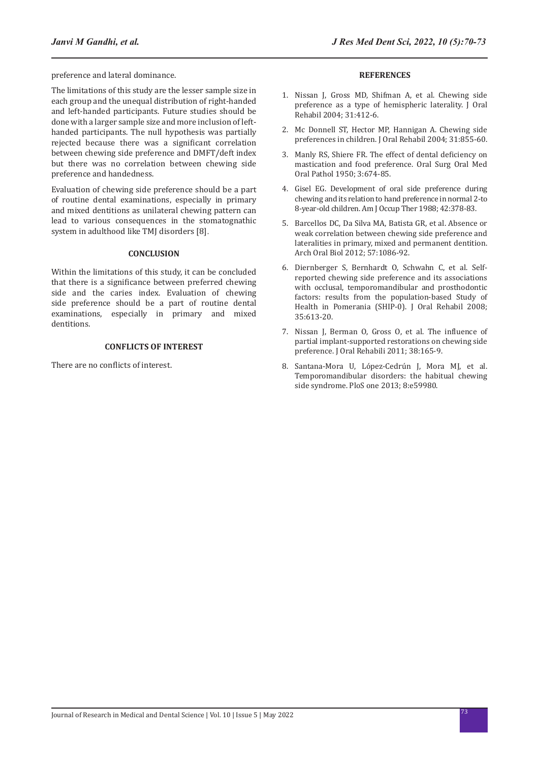preference and lateral dominance.

The limitations of this study are the lesser sample size in each group and the unequal distribution of right-handed and left-handed participants. Future studies should be done with a larger sample size and more inclusion of left-handed participants. The null hypothesis was partially rejected because there was a significant correlation between chewing side preference and DMFT/deft index but there was no correlation between chewing side preference and handedness.

Evaluation of chewing side preference should be a part of routine dental examinations, especially in primary and mixed dentitions as unilateral chewing pattern can lead to various consequences in the stomatognathic system in adulthood like TMJ disorders [8].

## CONCLUSION

Within the limitations of this study, it can be concluded that there is a significance between preferred chewing side and the caries index. Evaluation of chewing side preference should be a part of routine dental examinations, especially in primary and mixed dentitions.

## CONFLICTS OF INTEREST

There are no conflicts of interest.

## REFERENCES

1. Nissan J, Gross MD, Shifman A, et al. Chewing side preference as a type of hemispheric laterality. J Oral Rehabil 2004; 31:412-6.
2. Mc Donnell ST, Hector MP, Hannigan A. Chewing side preferences in children. J Oral Rehabil 2004; 31:855-60.
3. Manly RS, Shiere FR. The effect of dental deficiency on mastication and food preference. Oral Surg Oral Med Oral Pathol 1950; 3:674-85.
4. Gisel EG. Development of oral side preference during chewing and its relation to hand preference in normal 2-to 8-year-old children. Am J Occup Ther 1988; 42:378-83.
5. Barcellos DC, Da Silva MA, Batista GR, et al. Absence or weak correlation between chewing side preference and lateralities in primary, mixed and permanent dentition. Arch Oral Biol 2012; 57:1086-92.
6. Diernberger S, Bernhardt O, Schwahn C, et al. Self-reported chewing side preference and its associations with occlusal, temporomandibular and prosthodontic factors: results from the population-based Study of Health in Pomerania (SHIP-0). J Oral Rehabil 2008; 35:613-20.
7. Nissan J, Berman O, Gross O, et al. The influence of partial implant-supported restorations on chewing side preference. J Oral Rehabili 2011; 38:165-9.
8. Santana-Mora U, López-Cedrún J, Mora MJ, et al. Temporomandibular disorders: the habitual chewing side syndrome. PloS one 2013; 8:e59980.